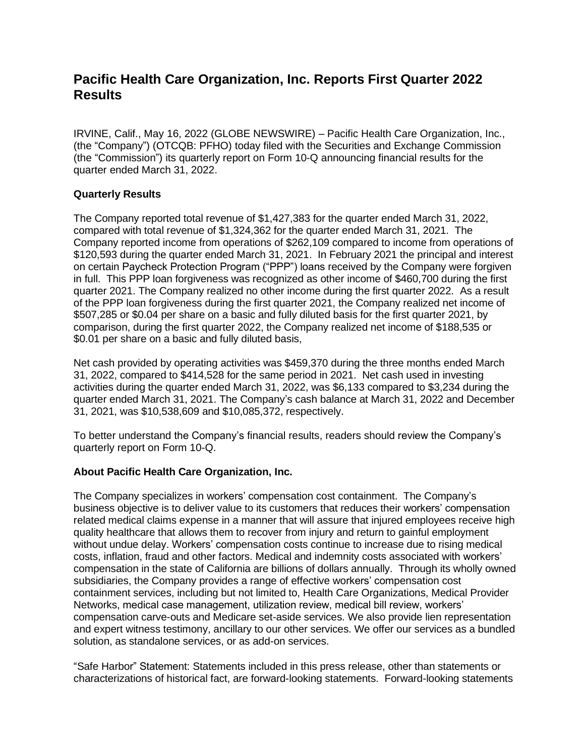# Pacific Health Care Organization, Inc. Reports First Quarter 2022 Results

IRVINE, Calif., May 16, 2022 (GLOBE NEWSWIRE) – Pacific Health Care Organization, Inc., (the "Company") (OTCQB: PFHO) today filed with the Securities and Exchange Commission (the "Commission") its quarterly report on Form 10-Q announcing financial results for the quarter ended March 31, 2022.

**Quarterly Results**

The Company reported total revenue of $1,427,383 for the quarter ended March 31, 2022, compared with total revenue of $1,324,362 for the quarter ended March 31, 2021. The Company reported income from operations of $262,109 compared to income from operations of $120,593 during the quarter ended March 31, 2021. In February 2021 the principal and interest on certain Paycheck Protection Program ("PPP") loans received by the Company were forgiven in full. This PPP loan forgiveness was recognized as other income of $460,700 during the first quarter 2021. The Company realized no other income during the first quarter 2022. As a result of the PPP loan forgiveness during the first quarter 2021, the Company realized net income of $507,285 or $0.04 per share on a basic and fully diluted basis for the first quarter 2021, by comparison, during the first quarter 2022, the Company realized net income of $188,535 or $0.01 per share on a basic and fully diluted basis,

Net cash provided by operating activities was $459,370 during the three months ended March 31, 2022, compared to $414,528 for the same period in 2021. Net cash used in investing activities during the quarter ended March 31, 2022, was $6,133 compared to $3,234 during the quarter ended March 31, 2021. The Company's cash balance at March 31, 2022 and December 31, 2021, was $10,538,609 and $10,085,372, respectively.

To better understand the Company's financial results, readers should review the Company's quarterly report on Form 10-Q.

**About Pacific Health Care Organization, Inc.**

The Company specializes in workers' compensation cost containment. The Company's business objective is to deliver value to its customers that reduces their workers' compensation related medical claims expense in a manner that will assure that injured employees receive high quality healthcare that allows them to recover from injury and return to gainful employment without undue delay. Workers' compensation costs continue to increase due to rising medical costs, inflation, fraud and other factors. Medical and indemnity costs associated with workers' compensation in the state of California are billions of dollars annually. Through its wholly owned subsidiaries, the Company provides a range of effective workers' compensation cost containment services, including but not limited to, Health Care Organizations, Medical Provider Networks, medical case management, utilization review, medical bill review, workers' compensation carve-outs and Medicare set-aside services. We also provide lien representation and expert witness testimony, ancillary to our other services. We offer our services as a bundled solution, as standalone services, or as add-on services.

"Safe Harbor" Statement: Statements included in this press release, other than statements or characterizations of historical fact, are forward-looking statements. Forward-looking statements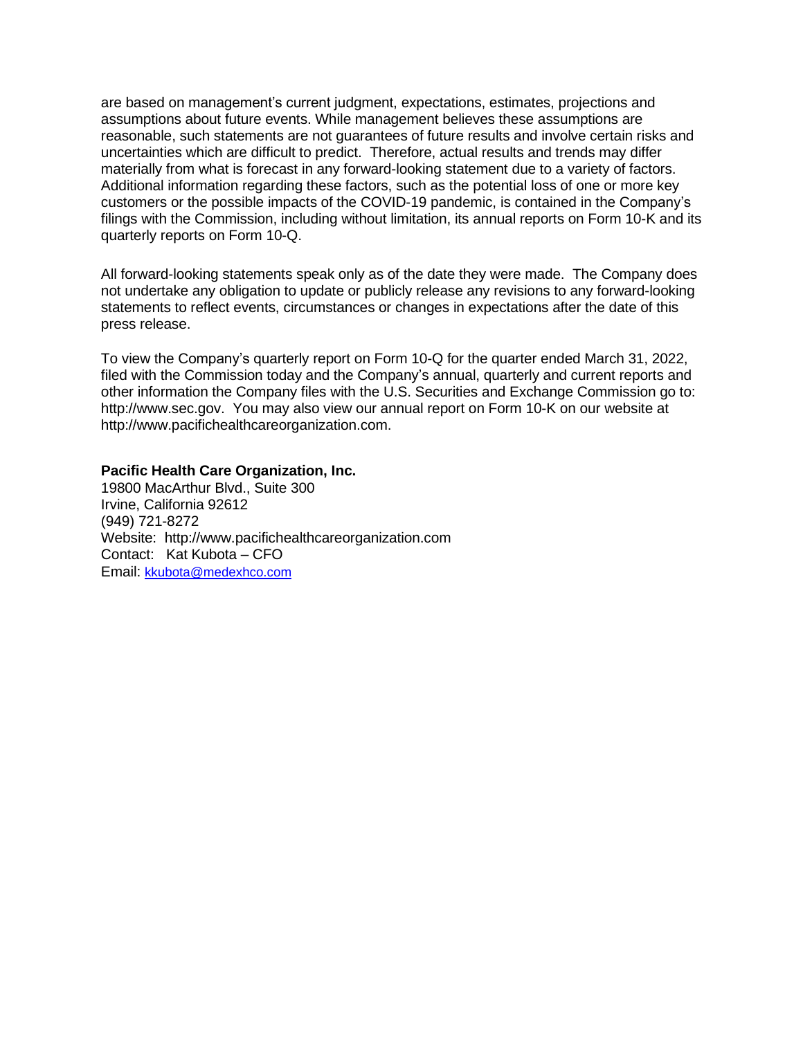are based on management's current judgment, expectations, estimates, projections and assumptions about future events. While management believes these assumptions are reasonable, such statements are not guarantees of future results and involve certain risks and uncertainties which are difficult to predict. Therefore, actual results and trends may differ materially from what is forecast in any forward-looking statement due to a variety of factors. Additional information regarding these factors, such as the potential loss of one or more key customers or the possible impacts of the COVID-19 pandemic, is contained in the Company's filings with the Commission, including without limitation, its annual reports on Form 10-K and its quarterly reports on Form 10-Q.

All forward-looking statements speak only as of the date they were made. The Company does not undertake any obligation to update or publicly release any revisions to any forward-looking statements to reflect events, circumstances or changes in expectations after the date of this press release.

To view the Company's quarterly report on Form 10-Q for the quarter ended March 31, 2022, filed with the Commission today and the Company's annual, quarterly and current reports and other information the Company files with the U.S. Securities and Exchange Commission go to: http://www.sec.gov. You may also view our annual report on Form 10-K on our website at http://www.pacifichealthcareorganization.com.

**Pacific Health Care Organization, Inc.**
19800 MacArthur Blvd., Suite 300
Irvine, California 92612
(949) 721-8272
Website: http://www.pacifichealthcareorganization.com
Contact: Kat Kubota – CFO
Email: kkubota@medexhco.com